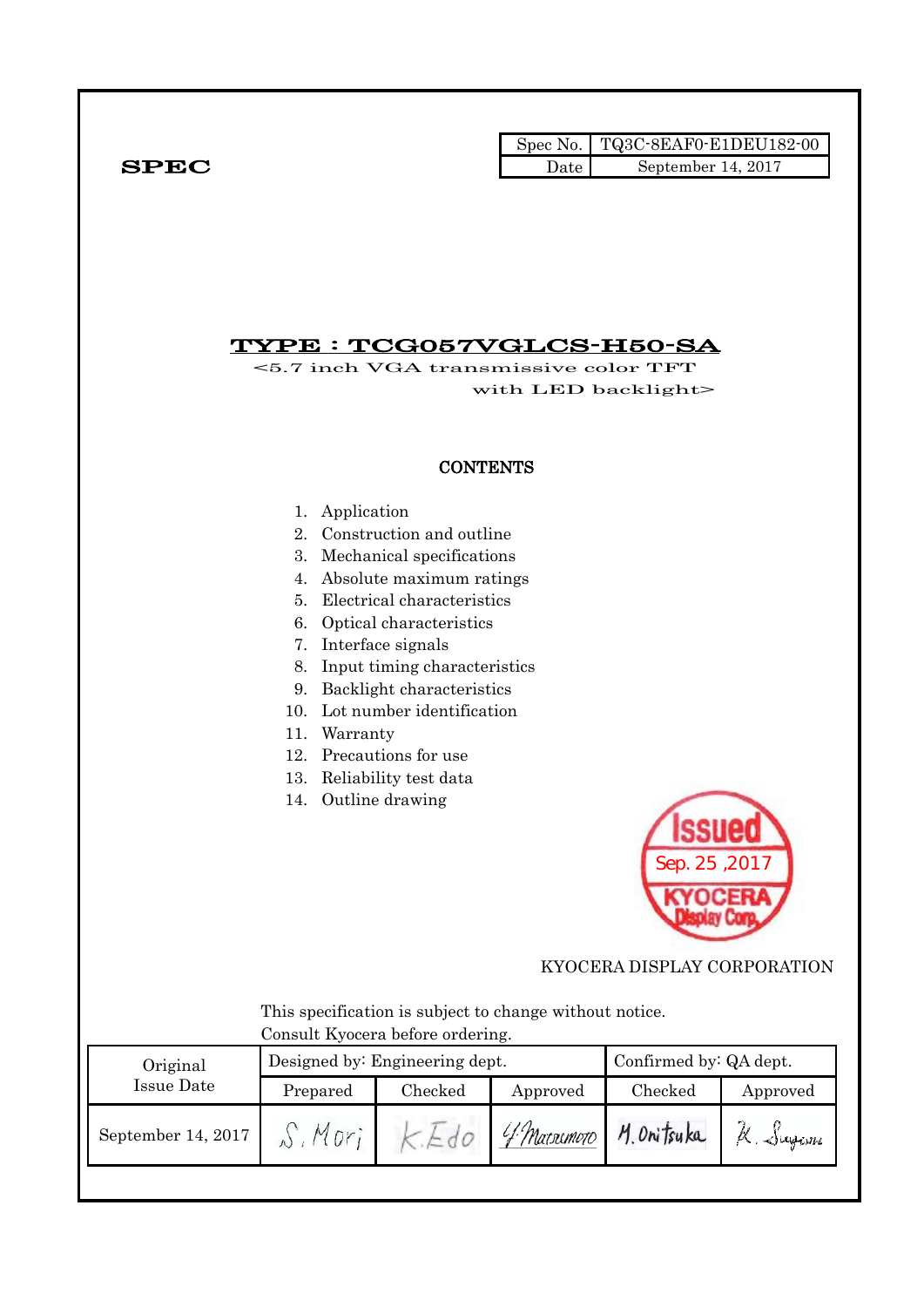**SPEC**

| Spec No. | TQ3C-8EAF0-E1DEU182-00 |
|---|---|
| Date | September 14, 2017 |

# TYPE : TCG057VGLCS-H50-SA

<5.7 inch VGA transmissive color TFT with LED backlight>

## CONTENTS

1. Application
2. Construction and outline
3. Mechanical specifications
4. Absolute maximum ratings
5. Electrical characteristics
6. Optical characteristics
7. Interface signals
8. Input timing characteristics
9. Backlight characteristics
10. Lot number identification
11. Warranty
12. Precautions for use
13. Reliability test data
14. Outline drawing

Issued Sep. 25 ,2017 KYOCERA Display Corp.

KYOCERA DISPLAY CORPORATION

This specification is subject to change without notice.
Consult Kyocera before ordering.

| Original Issue Date | Designed by: Engineering dept. | | | Confirmed by: QA dept. | |
|---|---|---|---|---|---|
| | Prepared | Checked | Approved | Checked | Approved |
| September 14, 2017 | S. Mori | K. Edo | Y. Matsumoto | M. Onitsuka | K. Sugiura |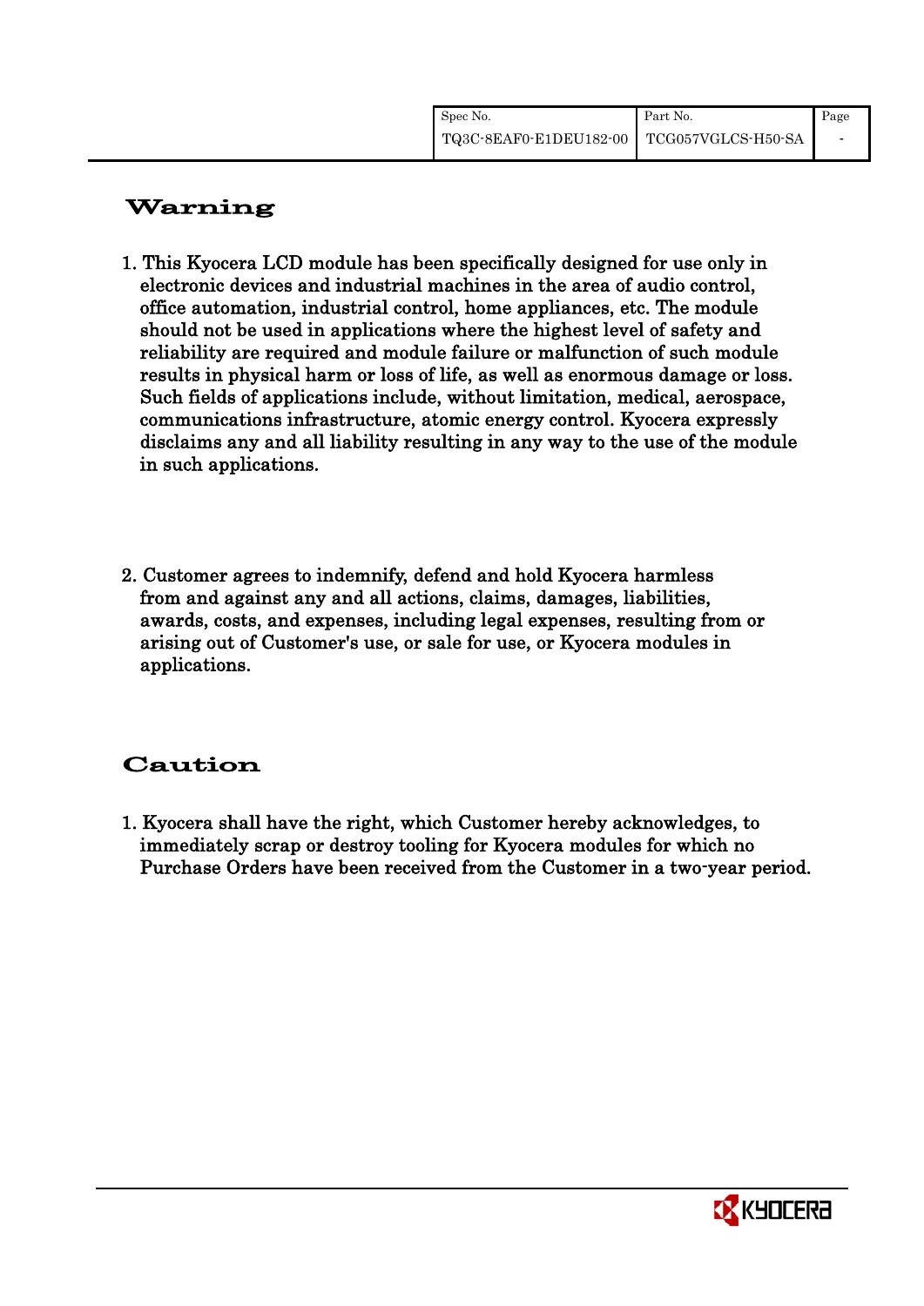# Warning

1. This Kyocera LCD module has been specifically designed for use only in electronic devices and industrial machines in the area of audio control, office automation, industrial control, home appliances, etc. The module should not be used in applications where the highest level of safety and reliability are required and module failure or malfunction of such module results in physical harm or loss of life, as well as enormous damage or loss. Such fields of applications include, without limitation, medical, aerospace, communications infrastructure, atomic energy control. Kyocera expressly disclaims any and all liability resulting in any way to the use of the module in such applications.

2. Customer agrees to indemnify, defend and hold Kyocera harmless from and against any and all actions, claims, damages, liabilities, awards, costs, and expenses, including legal expenses, resulting from or arising out of Customer's use, or sale for use, or Kyocera modules in applications.

# Caution

1. Kyocera shall have the right, which Customer hereby acknowledges, to immediately scrap or destroy tooling for Kyocera modules for which no Purchase Orders have been received from the Customer in a two-year period.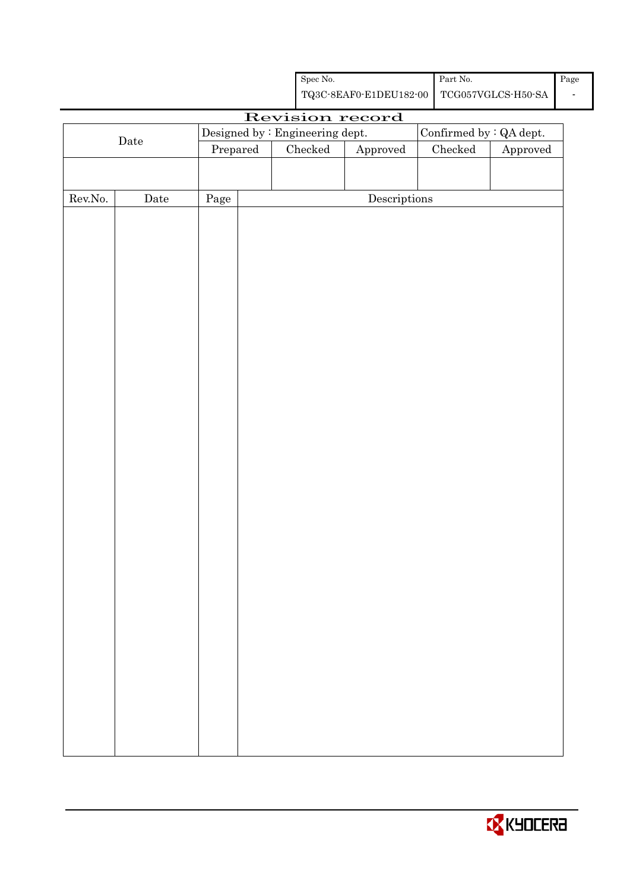| Spec No. | Part No. | Page |
|---|---|---|
| TQ3C-8EAF0-E1DEU182-00 | TCG057VGLCS-H50-SA | - |

# Revision record

| Date | Designed by : Engineering dept. | | | Confirmed by : QA dept. | |
|---|---|---|---|---|---|
| | Prepared | Checked | Approved | Checked | Approved |
| | | | | | |

| Rev.No. | Date | Page | Descriptions |
|---|---|---|---|
| | | | |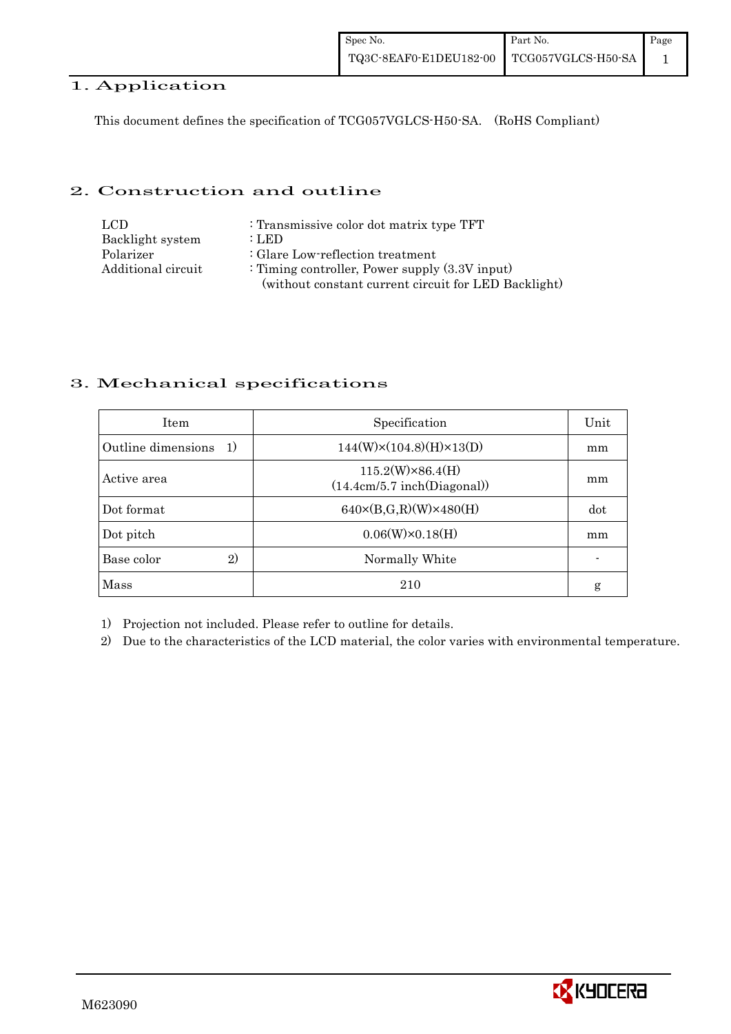## 1. Application

This document defines the specification of TCG057VGLCS-H50-SA. (RoHS Compliant)

## 2. Construction and outline

LCD : Transmissive color dot matrix type TFT
Backlight system : LED
Polarizer : Glare Low-reflection treatment
Additional circuit : Timing controller, Power supply (3.3V input)
(without constant current circuit for LED Backlight)

## 3. Mechanical specifications

| Item | Specification | Unit |
|---|---|---|
| Outline dimensions 1) | 144(W)×(104.8)(H)×13(D) | mm |
| Active area | 115.2(W)×86.4(H) (14.4cm/5.7 inch(Diagonal)) | mm |
| Dot format | 640×(B,G,R)(W)×480(H) | dot |
| Dot pitch | 0.06(W)×0.18(H) | mm |
| Base color 2) | Normally White | - |
| Mass | 210 | g |

1) Projection not included. Please refer to outline for details.
2) Due to the characteristics of the LCD material, the color varies with environmental temperature.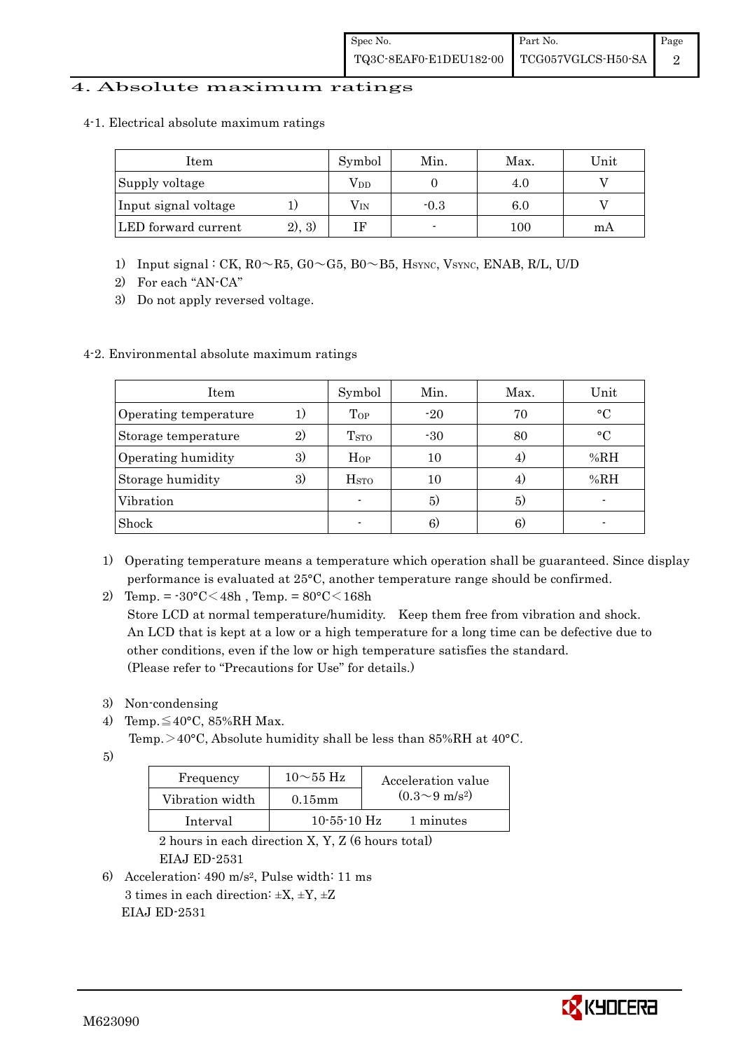## 4. Absolute maximum ratings

### 4-1. Electrical absolute maximum ratings

| Item | | Symbol | Min. | Max. | Unit |
|---|---|---|---|---|---|
| Supply voltage | | $V_{DD}$ | 0 | 4.0 | V |
| Input signal voltage | 1) | $V_{IN}$ | -0.3 | 6.0 | V |
| LED forward current | 2), 3) | IF | - | 100 | mA |

1) Input signal : CK, R0～R5, G0～G5, B0～B5, $H_{SYNC}$, $V_{SYNC}$, ENAB, R/L, U/D
2) For each "AN-CA"
3) Do not apply reversed voltage.

### 4-2. Environmental absolute maximum ratings

| Item | | Symbol | Min. | Max. | Unit |
|---|---|---|---|---|---|
| Operating temperature | 1) | $T_{OP}$ | -20 | 70 | °C |
| Storage temperature | 2) | $T_{STO}$ | -30 | 80 | °C |
| Operating humidity | 3) | $H_{OP}$ | 10 | 4) | %RH |
| Storage humidity | 3) | $H_{STO}$ | 10 | 4) | %RH |
| Vibration | | - | 5) | 5) | - |
| Shock | | - | 6) | 6) | - |

1) Operating temperature means a temperature which operation shall be guaranteed. Since display performance is evaluated at 25°C, another temperature range should be confirmed.
2) Temp. = -30°C＜48h , Temp. = 80°C＜168h
   Store LCD at normal temperature/humidity. Keep them free from vibration and shock.
   An LCD that is kept at a low or a high temperature for a long time can be defective due to other conditions, even if the low or high temperature satisfies the standard.
   (Please refer to "Precautions for Use" for details.)
3) Non-condensing
4) Temp.≦40°C, 85%RH Max.
   Temp.＞40°C, Absolute humidity shall be less than 85%RH at 40°C.
5)

| Frequency | 10～55 Hz | Acceleration value ($0.3～9\ m/s^2$) |
|---|---|---|
| Vibration width | 0.15mm | |
| Interval | 10-55-10 Hz | 1 minutes |

   2 hours in each direction X, Y, Z (6 hours total)
   EIAJ ED-2531
6) Acceleration: 490 $m/s^2$, Pulse width: 11 ms
   3 times in each direction: ±X, ±Y, ±Z
   EIAJ ED-2531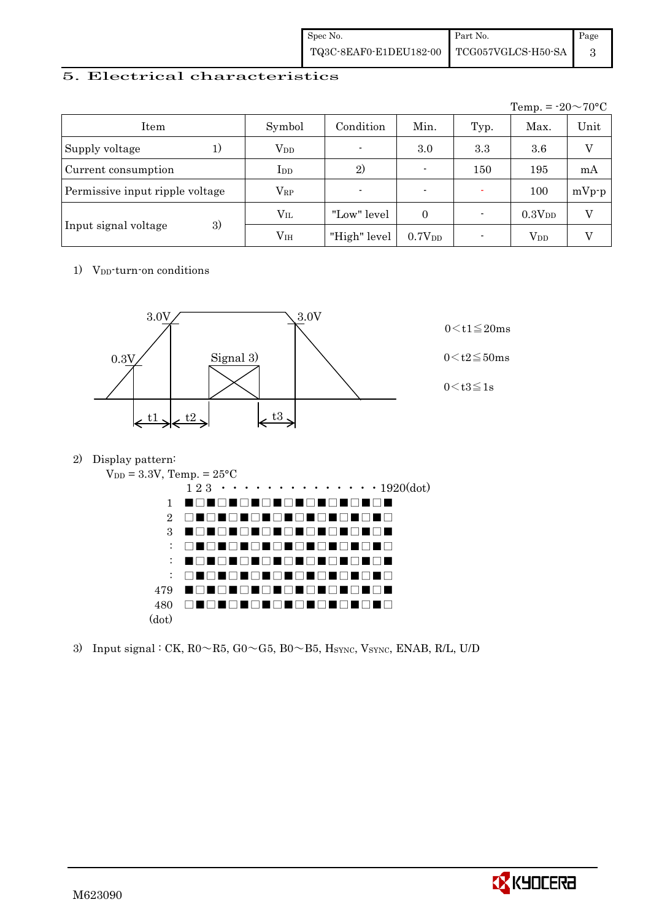## 5. Electrical characteristics

Temp. = -20～70°C

| Item | | Symbol | Condition | Min. | Typ. | Max. | Unit |
|---|---|---|---|---|---|---|---|
| Supply voltage | 1) | $V_{DD}$ | - | 3.0 | 3.3 | 3.6 | V |
| Current consumption | | $I_{DD}$ | 2) | - | 150 | 195 | mA |
| Permissive input ripple voltage | | $V_{RP}$ | - | - | - | 100 | mVp-p |
| Input signal voltage | 3) | $V_{IL}$ | "Low" level | 0 | - | $0.3V_{DD}$ | V |
| | | $V_{IH}$ | "High" level | $0.7V_{DD}$ | - | $V_{DD}$ | V |

1) $V_{DD}$-turn-on conditions

3.0V　3.0V　0.3V　Signal 3)　t1　t2　t3

$0 < t1 \leqq 20ms$

$0 < t2 \leqq 50ms$

$0 < t3 \leqq 1s$

2) Display pattern:

$V_{DD}$ = 3.3V, Temp. = 25°C

```
        1 2 3 ・・・・・・・・・・・・・・・1920(dot)
  1     ■□■□■□■□■□■□■□■□■□
  2     □■□■□■□■□■□■□■□■□■□
  3     ■□■□■□■□■□■□■□■□■□
  :     □■□■□■□■□■□■□■□■□■□
  :     ■□■□■□■□■□■□■□■□■□
  :     □■□■□■□■□■□■□■□■□■□
479     ■□■□■□■□■□■□■□■□■□
480     □■□■□■□■□■□■□■□■□■□
(dot)
```

3) Input signal : CK, R0～R5, G0～G5, B0～B5, $H_{SYNC}$, $V_{SYNC}$, ENAB, R/L, U/D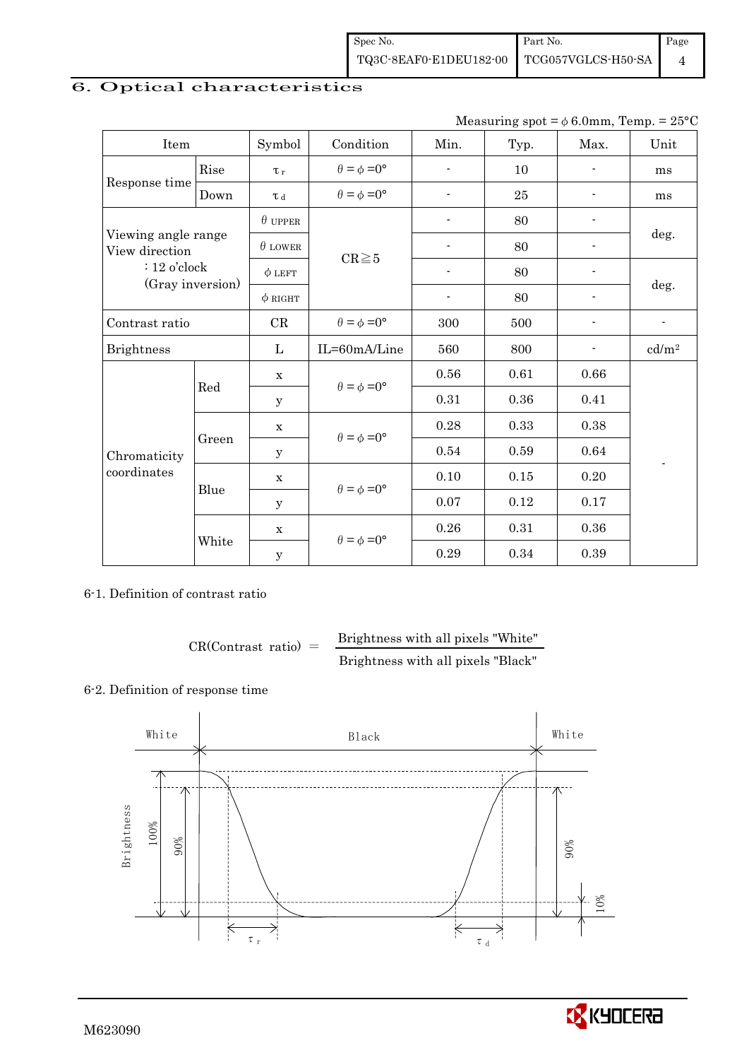## 6. Optical characteristics

Measuring spot = $\phi$ 6.0mm, Temp. = 25°C

| Item | | Symbol | Condition | Min. | Typ. | Max. | Unit |
|---|---|---|---|---|---|---|---|
| Response time | Rise | $\tau_r$ | $\theta = \phi = 0°$ | - | 10 | - | ms |
| | Down | $\tau_d$ | $\theta = \phi = 0°$ | - | 25 | - | ms |
| Viewing angle range View direction : 12 o'clock (Gray inversion) | | $\theta$ UPPER | CR≧5 | - | 80 | - | deg. |
| | | $\theta$ LOWER | | - | 80 | - | |
| | | $\phi$ LEFT | | - | 80 | - | deg. |
| | | $\phi$ RIGHT | | - | 80 | - | |
| Contrast ratio | | CR | $\theta = \phi = 0°$ | 300 | 500 | - | - |
| Brightness | | L | IL=60mA/Line | 560 | 800 | - | cd/m² |
| Chromaticity coordinates | Red | x | $\theta = \phi = 0°$ | 0.56 | 0.61 | 0.66 | - |
| | | y | | 0.31 | 0.36 | 0.41 | |
| | Green | x | $\theta = \phi = 0°$ | 0.28 | 0.33 | 0.38 | |
| | | y | | 0.54 | 0.59 | 0.64 | |
| | Blue | x | $\theta = \phi = 0°$ | 0.10 | 0.15 | 0.20 | |
| | | y | | 0.07 | 0.12 | 0.17 | |
| | White | x | $\theta = \phi = 0°$ | 0.26 | 0.31 | 0.36 | |
| | | y | | 0.29 | 0.34 | 0.39 | |

6-1. Definition of contrast ratio

$$\text{CR(Contrast ratio)} = \frac{\text{Brightness with all pixels "White"}}{\text{Brightness with all pixels "Black"}}$$

6-2. Definition of response time

White | Black | White

Brightness: 100%, 90%, 10%

$\tau_r$ $\tau_d$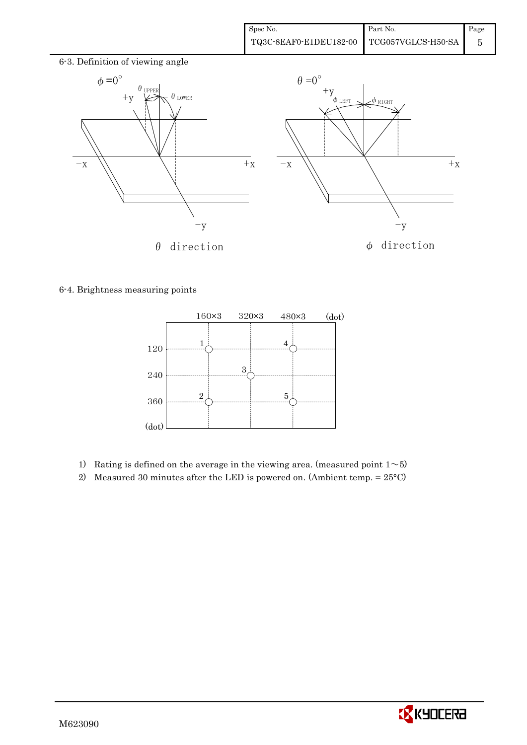6-3. Definition of viewing angle

$\phi = 0°$

$\theta_{UPPER}$ $\theta_{LOWER}$

+y, −y, −x, +x

$\theta$ direction

$\theta = 0°$

$\phi_{LEFT}$ $\phi_{RIGHT}$

+y, −y, −x, +x

$\phi$ direction

6-4. Brightness measuring points

| (dot) | 160×3 | 320×3 | 480×3 |
|---|---|---|---|
| 120 | 1 | | 4 |
| 240 | | 3 | |
| 360 | 2 | | 5 |

1) Rating is defined on the average in the viewing area. (measured point 1∼5)
2) Measured 30 minutes after the LED is powered on. (Ambient temp. = 25°C)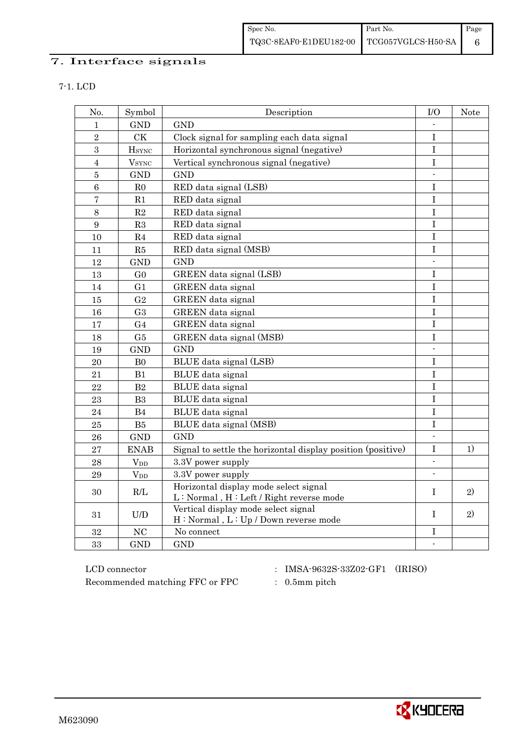# 7. Interface signals

7-1. LCD

| No. | Symbol | Description | I/O | Note |
|---|---|---|---|---|
| 1 | GND | GND | - | |
| 2 | CK | Clock signal for sampling each data signal | I | |
| 3 | $H_{SYNC}$ | Horizontal synchronous signal (negative) | I | |
| 4 | $V_{SYNC}$ | Vertical synchronous signal (negative) | I | |
| 5 | GND | GND | - | |
| 6 | R0 | RED data signal (LSB) | I | |
| 7 | R1 | RED data signal | I | |
| 8 | R2 | RED data signal | I | |
| 9 | R3 | RED data signal | I | |
| 10 | R4 | RED data signal | I | |
| 11 | R5 | RED data signal (MSB) | I | |
| 12 | GND | GND | - | |
| 13 | G0 | GREEN data signal (LSB) | I | |
| 14 | G1 | GREEN data signal | I | |
| 15 | G2 | GREEN data signal | I | |
| 16 | G3 | GREEN data signal | I | |
| 17 | G4 | GREEN data signal | I | |
| 18 | G5 | GREEN data signal (MSB) | I | |
| 19 | GND | GND | - | |
| 20 | B0 | BLUE data signal (LSB) | I | |
| 21 | B1 | BLUE data signal | I | |
| 22 | B2 | BLUE data signal | I | |
| 23 | B3 | BLUE data signal | I | |
| 24 | B4 | BLUE data signal | I | |
| 25 | B5 | BLUE data signal (MSB) | I | |
| 26 | GND | GND | - | |
| 27 | ENAB | Signal to settle the horizontal display position (positive) | I | 1) |
| 28 | $V_{DD}$ | 3.3V power supply | - | |
| 29 | $V_{DD}$ | 3.3V power supply | - | |
| 30 | R/L | Horizontal display mode select signal<br>L : Normal , H : Left / Right reverse mode | I | 2) |
| 31 | U/D | Vertical display mode select signal<br>H : Normal , L : Up / Down reverse mode | I | 2) |
| 32 | NC | No connect | I | |
| 33 | GND | GND | - | |

LCD connector : IMSA-9632S-33Z02-GF1 (IRISO)

Recommended matching FFC or FPC : 0.5mm pitch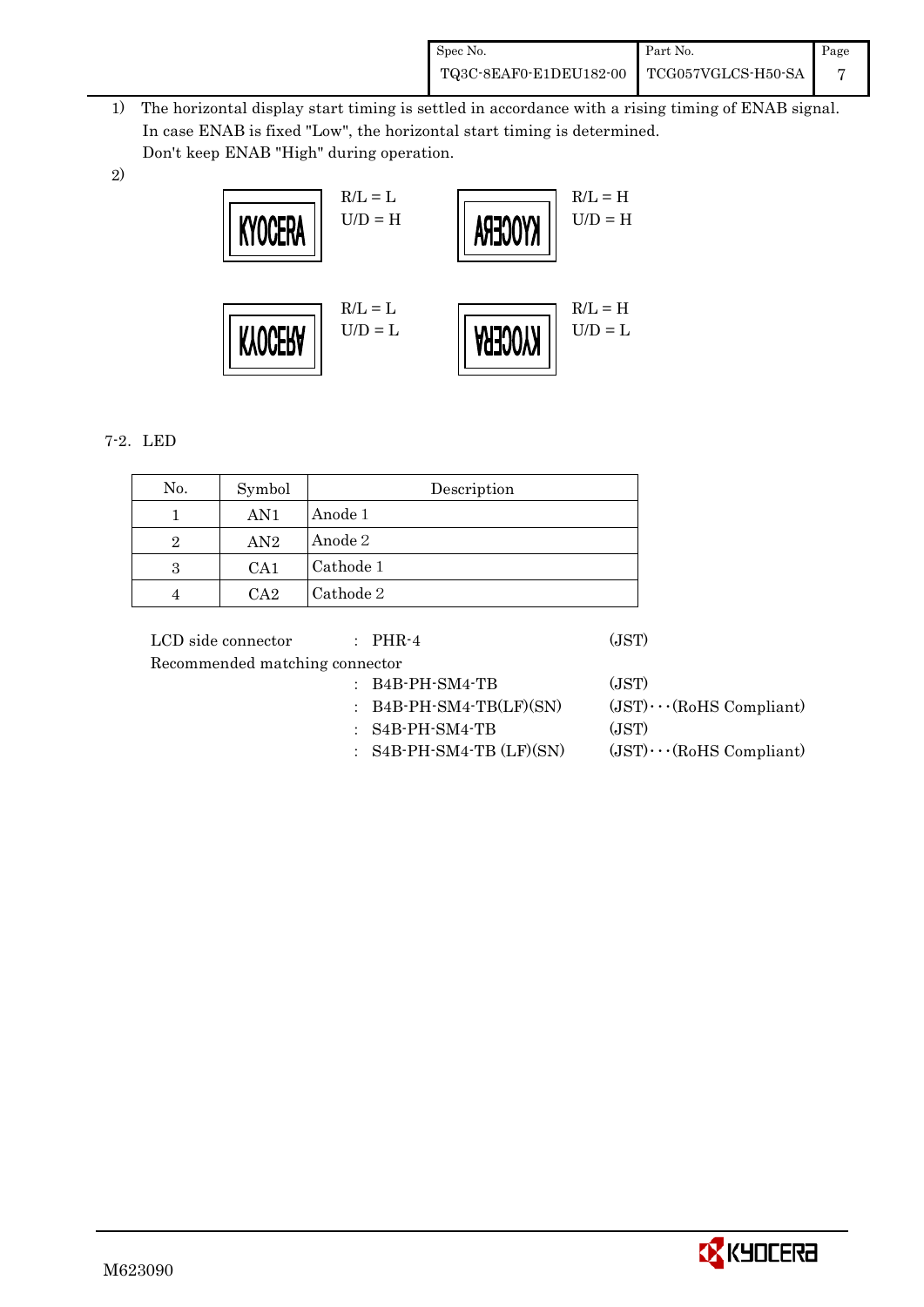1) The horizontal display start timing is settled in accordance with a rising timing of ENAB signal. In case ENAB is fixed "Low", the horizontal start timing is determined. Don't keep ENAB "High" during operation.

2)

| | |
|---|---|
| KYOCERA — R/L = L, U/D = H | ARECOYK — R/L = H, U/D = H |
| KYOCERA (upside down) — R/L = L, U/D = L | KYOCERA (rotated) — R/L = H, U/D = L |

7-2. LED

| No. | Symbol | Description |
|---|---|---|
| 1 | AN1 | Anode 1 |
| 2 | AN2 | Anode 2 |
| 3 | CA1 | Cathode 1 |
| 4 | CA2 | Cathode 2 |

LCD side connector : PHR-4 (JST)

Recommended matching connector

: B4B-PH-SM4-TB (JST)

: B4B-PH-SM4-TB(LF)(SN) (JST)···(RoHS Compliant)

: S4B-PH-SM4-TB (JST)

: S4B-PH-SM4-TB (LF)(SN) (JST)···(RoHS Compliant)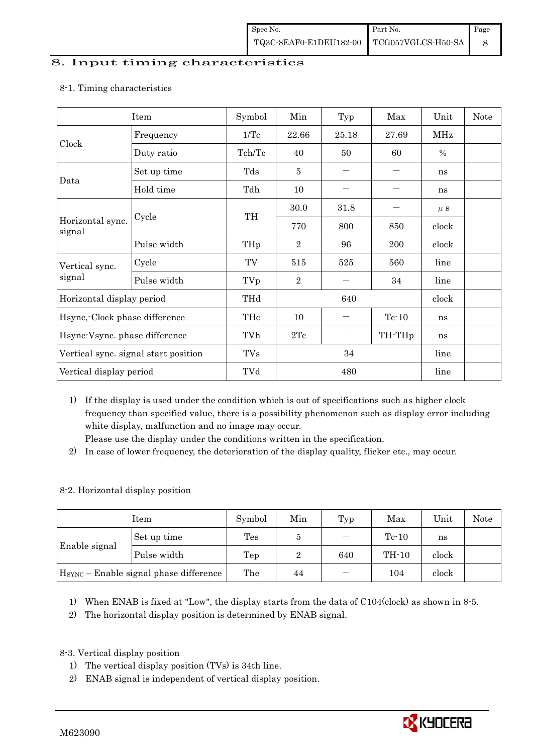## 8. Input timing characteristics

### 8-1. Timing characteristics

| Item | | Symbol | Min | Typ | Max | Unit | Note |
|---|---|---|---|---|---|---|---|
| Clock | Frequency | 1/Tc | 22.66 | 25.18 | 27.69 | MHz | |
| | Duty ratio | Tch/Tc | 40 | 50 | 60 | % | |
| Data | Set up time | Tds | 5 | — | — | ns | |
| | Hold time | Tdh | 10 | — | — | ns | |
| Horizontal sync. signal | Cycle | TH | 30.0 | 31.8 | — | μs | |
| | | | 770 | 800 | 850 | clock | |
| | Pulse width | THp | 2 | 96 | 200 | clock | |
| Vertical sync. signal | Cycle | TV | 515 | 525 | 560 | line | |
| | Pulse width | TVp | 2 | — | 34 | line | |
| Horizontal display period | | THd | | 640 | | clock | |
| Hsync,-Clock phase difference | | THc | 10 | — | Tc-10 | ns | |
| Hsync-Vsync. phase difference | | TVh | 2Tc | — | TH-THp | ns | |
| Vertical sync. signal start position | | TVs | | 34 | | line | |
| Vertical display period | | TVd | | 480 | | line | |

1) If the display is used under the condition which is out of specifications such as higher clock frequency than specified value, there is a possibility phenomenon such as display error including white display, malfunction and no image may occur.
   Please use the display under the conditions written in the specification.
2) In case of lower frequency, the deterioration of the display quality, flicker etc., may occur.

### 8-2. Horizontal display position

| Item | | Symbol | Min | Typ | Max | Unit | Note |
|---|---|---|---|---|---|---|---|
| Enable signal | Set up time | Tes | 5 | — | Tc-10 | ns | |
| | Pulse width | Tep | 2 | 640 | TH-10 | clock | |
| $H_{SYNC}$ – Enable signal phase difference | | The | 44 | — | 104 | clock | |

1) When ENAB is fixed at "Low", the display starts from the data of C104(clock) as shown in 8-5.
2) The horizontal display position is determined by ENAB signal.

### 8-3. Vertical display position

1) The vertical display position (TVs) is 34th line.
2) ENAB signal is independent of vertical display position.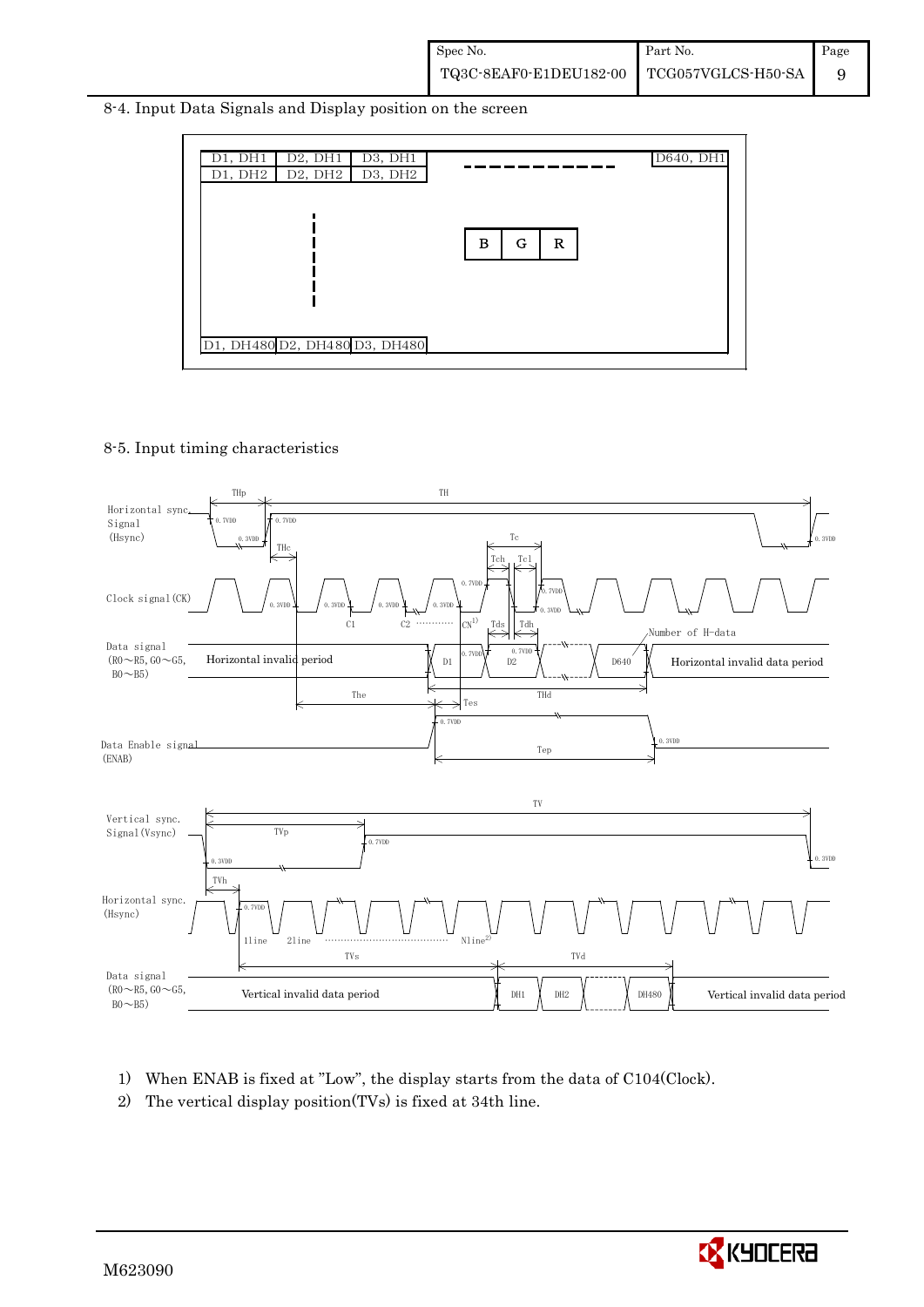## 8-4. Input Data Signals and Display position on the screen

| D1, DH1 | D2, DH1 | D3, DH1 | ‐ ‐ ‐ ‐ | D640, DH1 |
|---|---|---|---|---|
| D1, DH2 | D2, DH2 | D3, DH2 | | |
| ¦ | | | B G R | |
| D1, DH480 | D2, DH480 | D3, DH480 | | |

## 8-5. Input timing characteristics

Horizontal sync. Signal (Hsync): THp, TH, 0.7VDD, 0.3VDD

Clock signal (CK): THc, Tc, Tch, Tcl, 0.7VDD, 0.3VDD, C1, C2 ………… CN[1)]

Data signal (R0～R5, G0～G5, B0～B5): Horizontal invalid period, D1, D2, D640, Number of H-data, Horizontal invalid data period, Tds, Tdh, The, THd, Tes

Data Enable signal (ENAB): 0.7VDD, 0.3VDD, Tep

Vertical sync. Signal (Vsync): TV, TVp, 0.7VDD, 0.3VDD, TVh

Horizontal sync. (Hsync): 0.7VDD, 1line, 2line ………… Nline[2)]

Data signal (R0～R5, G0～G5, B0～B5): Vertical invalid data period, TVs, TVd, DH1, DH2, DH480, Vertical invalid data period

1) When ENAB is fixed at "Low", the display starts from the data of C104(Clock).

2) The vertical display position(TVs) is fixed at 34th line.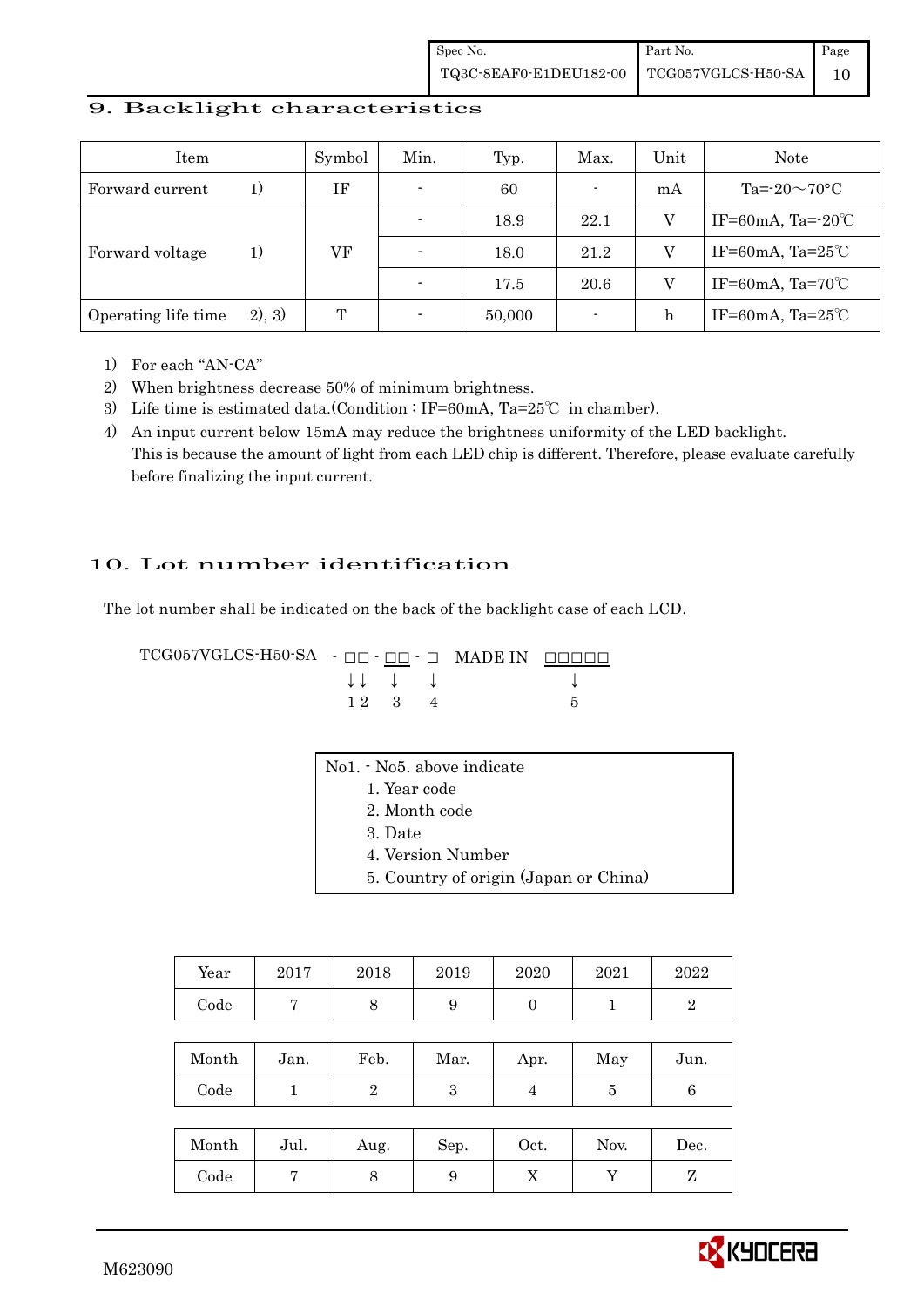## 9. Backlight characteristics

| Item | Symbol | Min. | Typ. | Max. | Unit | Note |
|---|---|---|---|---|---|---|
| Forward current 1) | IF | - | 60 | - | mA | Ta=-20～70°C |
| Forward voltage 1) | VF | - | 18.9 | 22.1 | V | IF=60mA, Ta=-20℃ |
| | | - | 18.0 | 21.2 | V | IF=60mA, Ta=25℃ |
| | | - | 17.5 | 20.6 | V | IF=60mA, Ta=70℃ |
| Operating life time 2), 3) | T | - | 50,000 | - | h | IF=60mA, Ta=25℃ |

1) For each "AN-CA"
2) When brightness decrease 50% of minimum brightness.
3) Life time is estimated data.(Condition : IF=60mA, Ta=25℃ in chamber).
4) An input current below 15mA may reduce the brightness uniformity of the LED backlight. This is because the amount of light from each LED chip is different. Therefore, please evaluate carefully before finalizing the input current.

## 10. Lot number identification

The lot number shall be indicated on the back of the backlight case of each LCD.

```
TCG057VGLCS-H50-SA  - □□ - □□ - □  MADE IN  □□□□□
                      ↓↓   ↓    ↓             ↓
                      1 2  3    4             5
```

No1. - No5. above indicate
1. Year code
2. Month code
3. Date
4. Version Number
5. Country of origin (Japan or China)

| Year | 2017 | 2018 | 2019 | 2020 | 2021 | 2022 |
|---|---|---|---|---|---|---|
| Code | 7 | 8 | 9 | 0 | 1 | 2 |

| Month | Jan. | Feb. | Mar. | Apr. | May | Jun. |
|---|---|---|---|---|---|---|
| Code | 1 | 2 | 3 | 4 | 5 | 6 |

| Month | Jul. | Aug. | Sep. | Oct. | Nov. | Dec. |
|---|---|---|---|---|---|---|
| Code | 7 | 8 | 9 | X | Y | Z |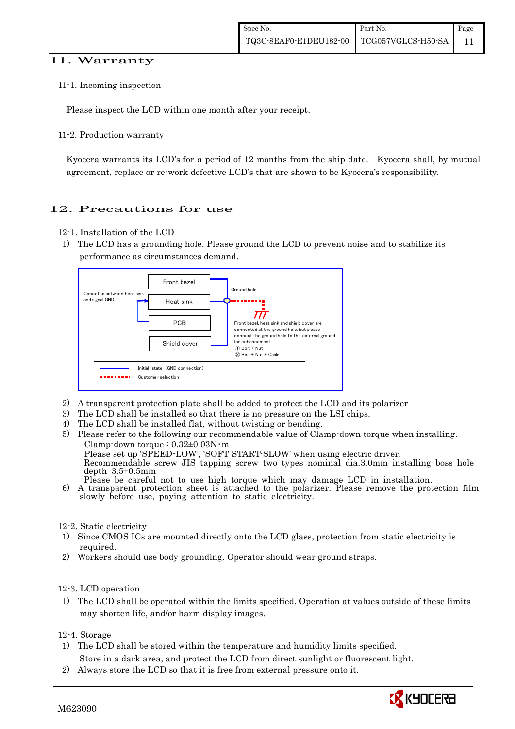## 11. Warranty

### 11-1. Incoming inspection

Please inspect the LCD within one month after your receipt.

### 11-2. Production warranty

Kyocera warrants its LCD's for a period of 12 months from the ship date. Kyocera shall, by mutual agreement, replace or re-work defective LCD's that are shown to be Kyocera's responsibility.

## 12. Precautions for use

### 12-1. Installation of the LCD

1) The LCD has a grounding hole. Please ground the LCD to prevent noise and to stabilize its performance as circumstances demand.

Conneted between heat sink and signal GND.

Front bezel

Heat sink

PCB

Shield cover

Ground hole

Front bezel, heat sink and shield cover are connected at the ground hole, but please connect the ground hole to the external ground for enhancement.
① Bolt + Nut
② Bolt + Nut + Cable

Initial state (GND connection)
Customer selection

2) A transparent protection plate shall be added to protect the LCD and its polarizer
3) The LCD shall be installed so that there is no pressure on the LSI chips.
4) The LCD shall be installed flat, without twisting or bending.
5) Please refer to the following our recommendable value of Clamp-down torque when installing.
   Clamp-down torque : 0.32±0.03N・m
   Please set up 'SPEED-LOW', 'SOFT START-SLOW' when using electric driver.
   Recommendable screw JIS tapping screw two types nominal dia.3.0mm installing boss hole depth 3.5±0.5mm
   Please be careful not to use high torque which may damage LCD in installation.
6) A transparent protection sheet is attached to the polarizer. Please remove the protection film slowly before use, paying attention to static electricity.

### 12-2. Static electricity

1) Since CMOS ICs are mounted directly onto the LCD glass, protection from static electricity is required.
2) Workers should use body grounding. Operator should wear ground straps.

### 12-3. LCD operation

1) The LCD shall be operated within the limits specified. Operation at values outside of these limits may shorten life, and/or harm display images.

### 12-4. Storage

1) The LCD shall be stored within the temperature and humidity limits specified.
   Store in a dark area, and protect the LCD from direct sunlight or fluorescent light.
2) Always store the LCD so that it is free from external pressure onto it.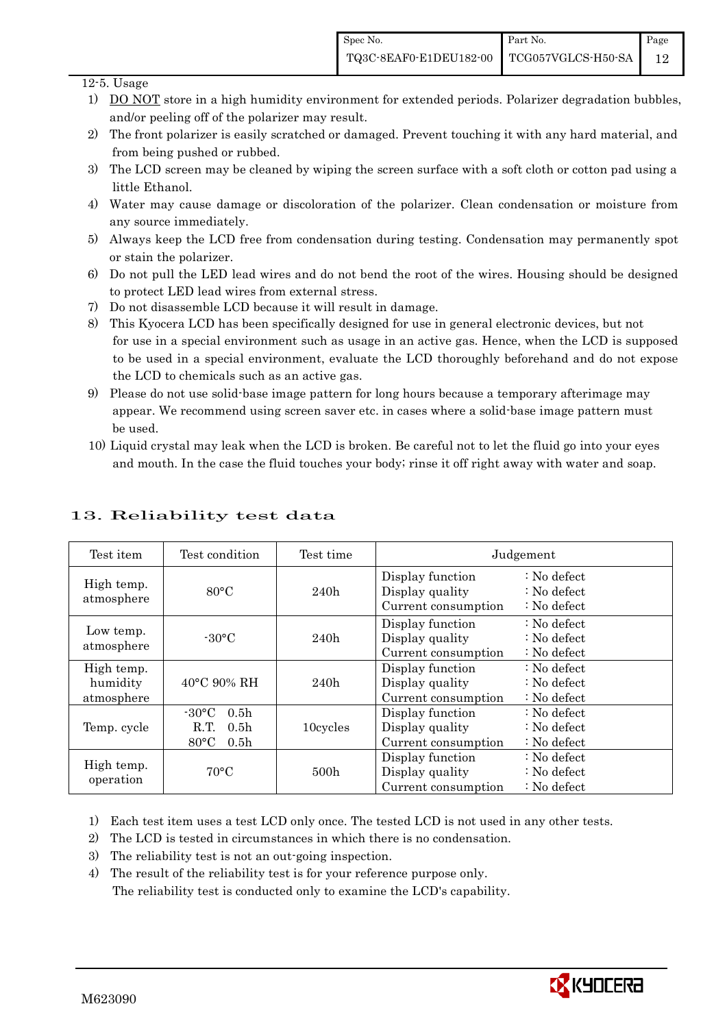12-5. Usage

1) DO NOT store in a high humidity environment for extended periods. Polarizer degradation bubbles, and/or peeling off of the polarizer may result.
2) The front polarizer is easily scratched or damaged. Prevent touching it with any hard material, and from being pushed or rubbed.
3) The LCD screen may be cleaned by wiping the screen surface with a soft cloth or cotton pad using a little Ethanol.
4) Water may cause damage or discoloration of the polarizer. Clean condensation or moisture from any source immediately.
5) Always keep the LCD free from condensation during testing. Condensation may permanently spot or stain the polarizer.
6) Do not pull the LED lead wires and do not bend the root of the wires. Housing should be designed to protect LED lead wires from external stress.
7) Do not disassemble LCD because it will result in damage.
8) This Kyocera LCD has been specifically designed for use in general electronic devices, but not for use in a special environment such as usage in an active gas. Hence, when the LCD is supposed to be used in a special environment, evaluate the LCD thoroughly beforehand and do not expose the LCD to chemicals such as an active gas.
9) Please do not use solid-base image pattern for long hours because a temporary afterimage may appear. We recommend using screen saver etc. in cases where a solid-base image pattern must be used.
10) Liquid crystal may leak when the LCD is broken. Be careful not to let the fluid go into your eyes and mouth. In the case the fluid touches your body; rinse it off right away with water and soap.

# 13. Reliability test data

| Test item | Test condition | Test time | Judgement |
|---|---|---|---|
| High temp. atmosphere | 80°C | 240h | Display function : No defect<br>Display quality : No defect<br>Current consumption : No defect |
| Low temp. atmosphere | -30°C | 240h | Display function : No defect<br>Display quality : No defect<br>Current consumption : No defect |
| High temp. humidity atmosphere | 40°C 90% RH | 240h | Display function : No defect<br>Display quality : No defect<br>Current consumption : No defect |
| Temp. cycle | -30°C 0.5h<br>R.T. 0.5h<br>80°C 0.5h | 10cycles | Display function : No defect<br>Display quality : No defect<br>Current consumption : No defect |
| High temp. operation | 70°C | 500h | Display function : No defect<br>Display quality : No defect<br>Current consumption : No defect |

1) Each test item uses a test LCD only once. The tested LCD is not used in any other tests.
2) The LCD is tested in circumstances in which there is no condensation.
3) The reliability test is not an out-going inspection.
4) The result of the reliability test is for your reference purpose only. The reliability test is conducted only to examine the LCD's capability.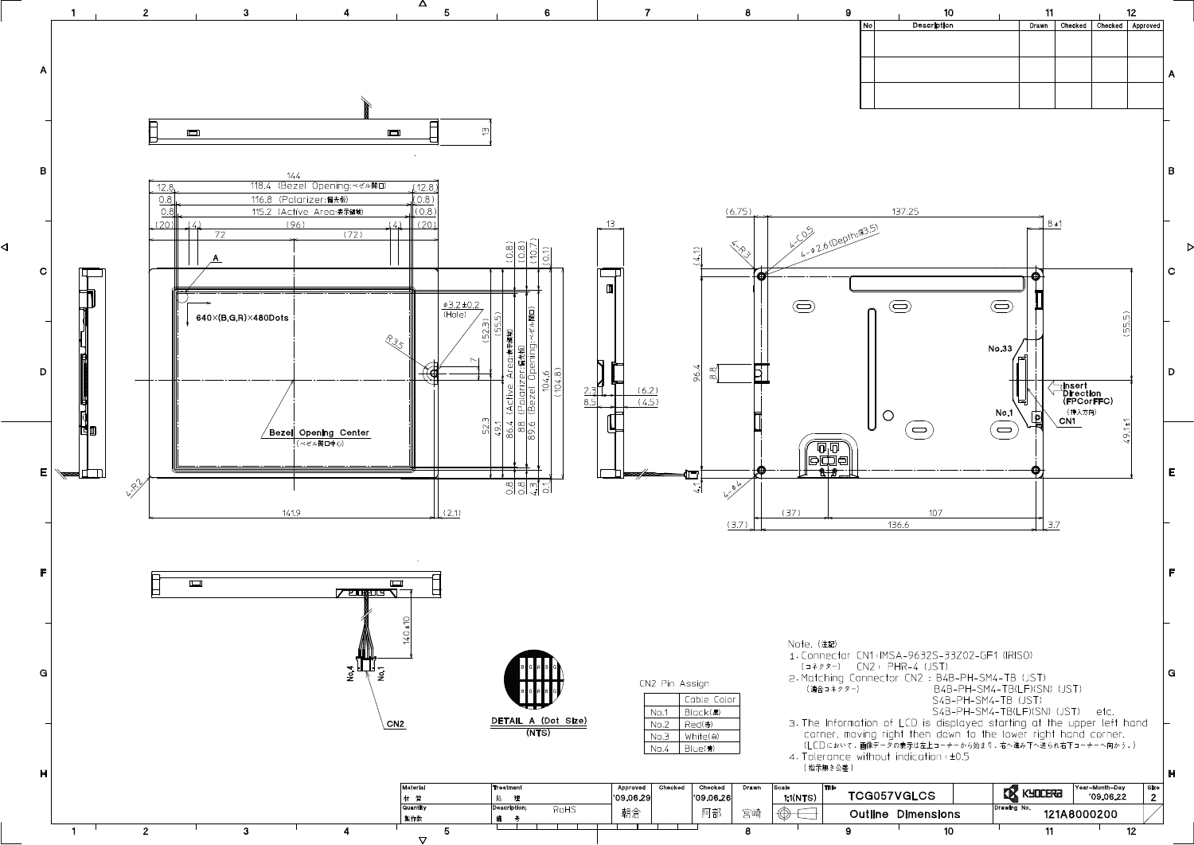| No | Description | Drawn | Checked | Checked | Approved |
|---|---|---|---|---|---|
| | | | | | |
| | | | | | |
| | | | | | |

640×(B,G,R)×480Dots

Bezel Opening Center (ベゼル開口中心)

DETAIL A (Dot Size) (NTS)

Insert Direction (FPCorFFC) (挿入方向)

**CN2 Pin Assign**

| | Cable Color |
|---|---|
| No.1 | Black(黒) |
| No.2 | Red(赤) |
| No.3 | White(白) |
| No.4 | Blue(青) |

Note. (注記)

1. Connector CN1: IMSA-9632S-33Z02-GF1 (IRISO)
   (コネクター)　CN2 : PHR-4 (JST)
2. Matching Connector CN2 : B4B-PH-SM4-TB (JST)
   (適合コネクター)　B4B-PH-SM4-TB(LF)(SN) (JST)
   S4B-PH-SM4-TB (JST)
   S4B-PH-SM4-TB(LF)(SN) (JST)　etc.
3. The Information of LCD is displayed starting at the upper left hand corner, moving right then down to the lower right hand corner.
   (LCDにおいて、画像データの表示は左上コーナーから始まり、右へ進み下へ送られ右下コーナーへ向かう。)
4. Tolerance without indication : ±0.5
   (指示無き公差)

| Material 材質 | Treatment 処理 | Approved | Checked | Checked | Drawn | Scale | Title | | Year-Month-Day | Size |
|---|---|---|---|---|---|---|---|---|---|---|
| | | '09.06.29 | | '09.06.26 | | 1:1(NTS) | TCG057VGLCS | KYOCERA | '09.06.22 | 2 |
| Quantity 製作数 | Description; 備考 RoHS | 朝倉 | | 阿部 | 宮崎 | | Outline Dimensions | Drawing No. | 121A8000200 | |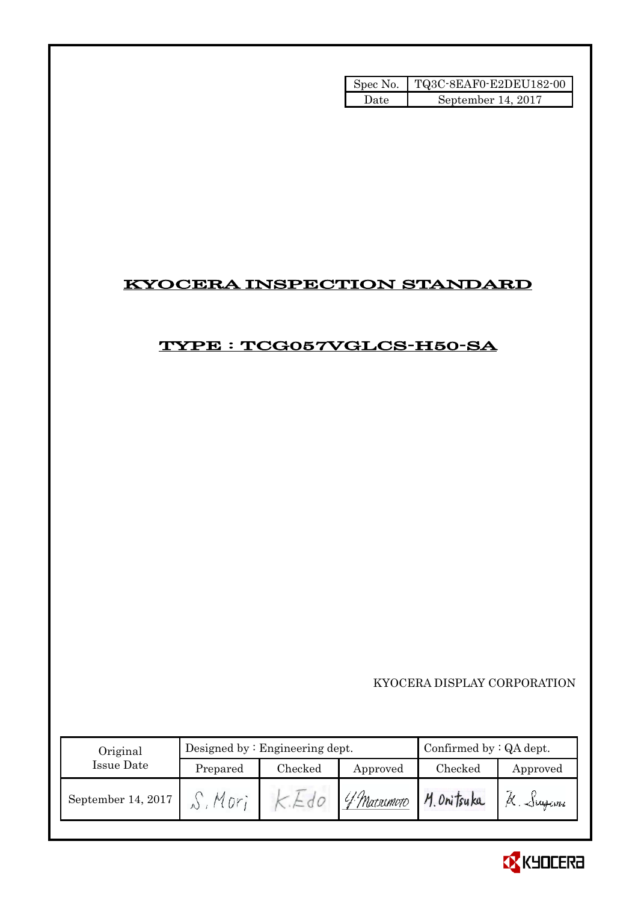| Spec No. | TQ3C-8EAF0-E2DEU182-00 |
|---|---|
| Date | September 14, 2017 |

# KYOCERA INSPECTION STANDARD

## TYPE : TCG057VGLCS-H50-SA

KYOCERA DISPLAY CORPORATION

| Original Issue Date | Designed by : Engineering dept. | | | Confirmed by : QA dept. | |
|---|---|---|---|---|---|
| | Prepared | Checked | Approved | Checked | Approved |
| September 14, 2017 | S. Mori | K. Edo | Y. Matsumoto | M. Onitsuka | K. Sugawa |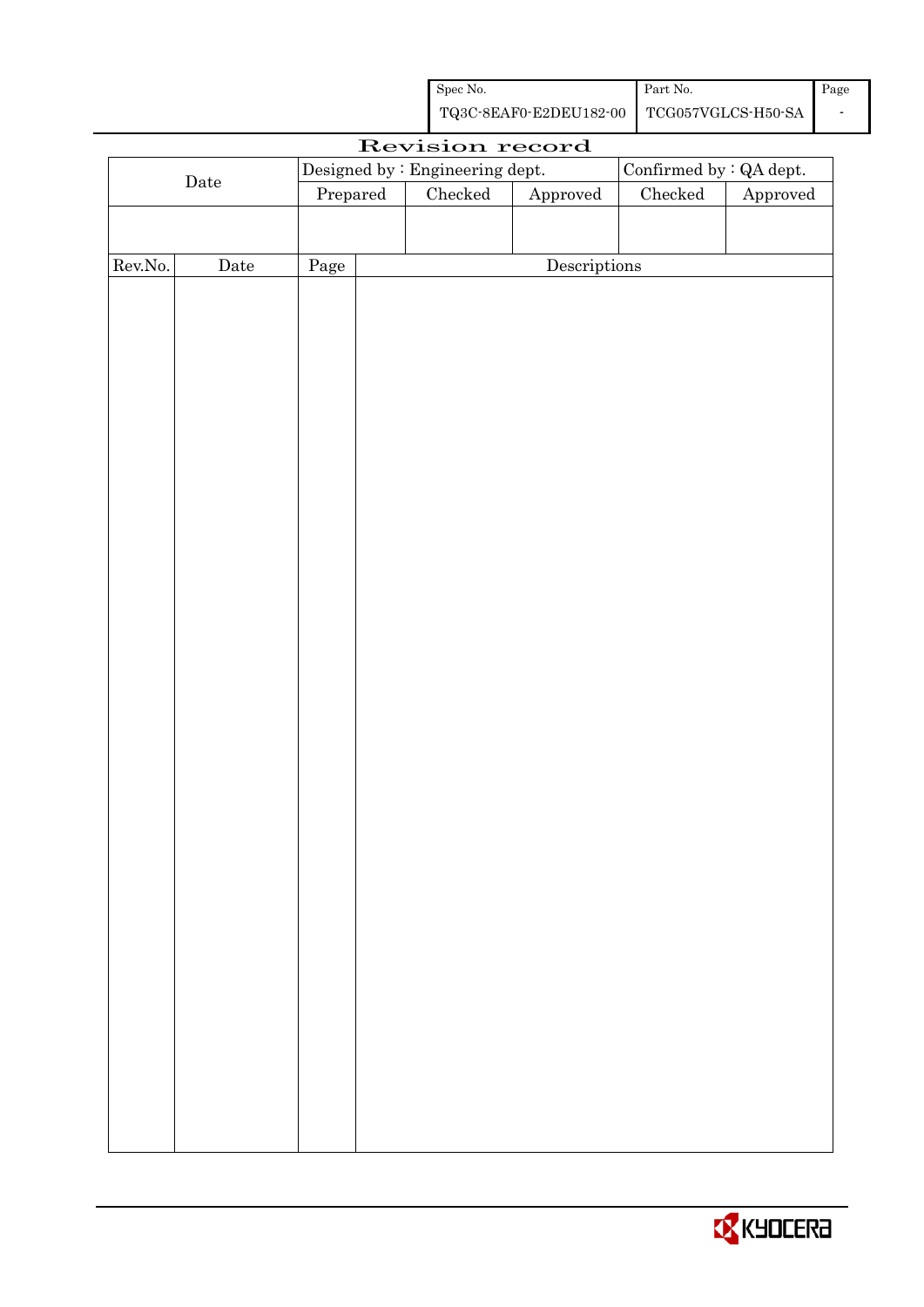| Spec No. | Part No. | Page |
| --- | --- | --- |
| TQ3C-8EAF0-E2DEU182-00 | TCG057VGLCS-H50-SA | - |

# Revision record

| Date | Designed by : Engineering dept. | | | Confirmed by : QA dept. | |
| --- | --- | --- | --- | --- | --- |
| | Prepared | Checked | Approved | Checked | Approved |
| | | | | | |

| Rev.No. | Date | Page | Descriptions |
| --- | --- | --- | --- |
| | | | |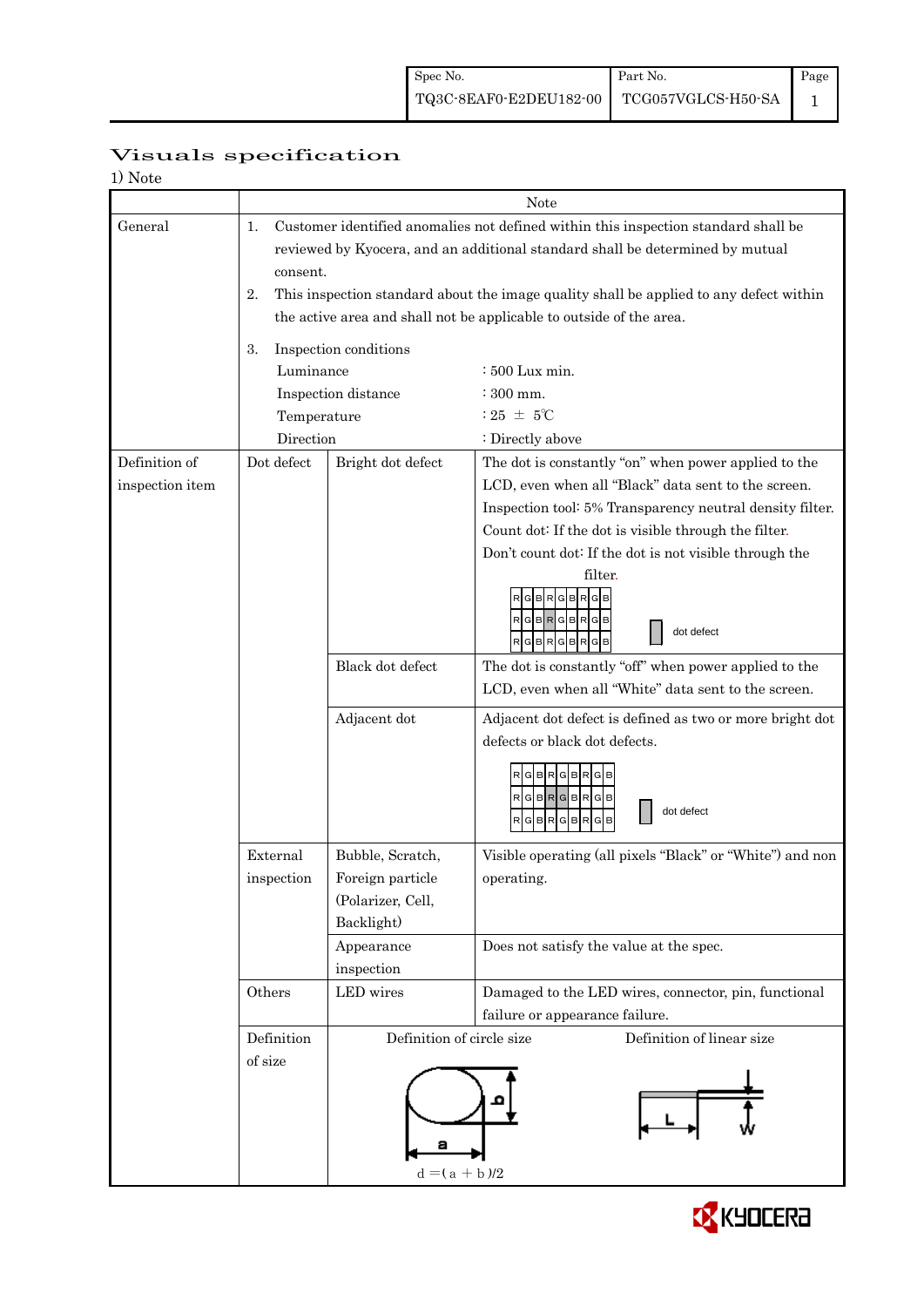| Spec No. | Part No. | Page |
|---|---|---|
| TQ3C-8EAF0-E2DEU182-00 | TCG057VGLCS-H50-SA | 1 |

# Visuals specification

1) Note

| | Note | | |
|---|---|---|---|
| General | 1. Customer identified anomalies not defined within this inspection standard shall be reviewed by Kyocera, and an additional standard shall be determined by mutual consent.<br>2. This inspection standard about the image quality shall be applied to any defect within the active area and shall not be applicable to outside of the area.<br>3. Inspection conditions<br>Luminance : 500 Lux min.<br>Inspection distance : 300 mm.<br>Temperature : 25 ± 5℃<br>Direction : Directly above | | |
| Definition of inspection item | Dot defect | Bright dot defect | The dot is constantly "on" when power applied to the LCD, even when all "Black" data sent to the screen.<br>Inspection tool: 5% Transparency neutral density filter.<br>Count dot: If the dot is visible through the filter.<br>Don't count dot: If the dot is not visible through the filter.<br>RGBRGBRGB / RGBRGBRGB / RGBRGBRGB — dot defect |
| | | Black dot defect | The dot is constantly "off" when power applied to the LCD, even when all "White" data sent to the screen. |
| | | Adjacent dot | Adjacent dot defect is defined as two or more bright dot defects or black dot defects.<br>RGBRGBRGB / RGBRGBRGB / RGBRGBRGB — dot defect |
| | External inspection | Bubble, Scratch, Foreign particle (Polarizer, Cell, Backlight) | Visible operating (all pixels "Black" or "White") and non operating. |
| | | Appearance inspection | Does not satisfy the value at the spec. |
| | Others | LED wires | Damaged to the LED wires, connector, pin, functional failure or appearance failure. |
| | Definition of size | Definition of circle size<br>a, b<br>$d = (a + b)/2$ | Definition of linear size<br>L, W |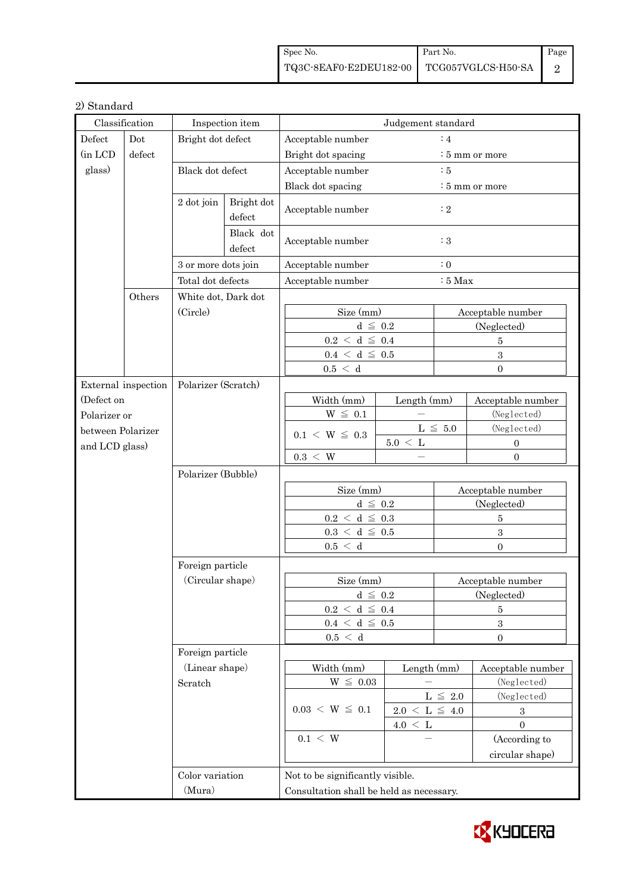2) Standard

| Classification | | Inspection item | | Judgement standard |
|---|---|---|---|---|
| Defect (in LCD glass) | Dot defect | Bright dot defect | | Acceptable number : 4<br>Bright dot spacing : 5 mm or more |
| | | Black dot defect | | Acceptable number : 5<br>Black dot spacing : 5 mm or more |
| | | 2 dot join | Bright dot defect | Acceptable number : 2 |
| | | | Black dot defect | Acceptable number : 3 |
| | | 3 or more dots join | | Acceptable number : 0 |
| | | Total dot defects | | Acceptable number : 5 Max |
| | Others | White dot, Dark dot (Circle) | | See table below |
| External inspection (Defect on Polarizer or between Polarizer and LCD glass) | | Polarizer (Scratch) | | See table below |
| | | Polarizer (Bubble) | | See table below |
| | | Foreign particle (Circular shape) | | See table below |
| | | Foreign particle (Linear shape) Scratch | | See table below |
| | | Color variation (Mura) | | Not to be significantly visible.<br>Consultation shall be held as necessary. |

White dot, Dark dot (Circle)

| Size (mm) | Acceptable number |
|---|---|
| d ≦ 0.2 | (Neglected) |
| 0.2 < d ≦ 0.4 | 5 |
| 0.4 < d ≦ 0.5 | 3 |
| 0.5 < d | 0 |

Polarizer (Scratch)

| Width (mm) | Length (mm) | Acceptable number |
|---|---|---|
| W ≦ 0.1 | – | (Neglected) |
| 0.1 < W ≦ 0.3 | L ≦ 5.0 | (Neglected) |
| | 5.0 < L | 0 |
| 0.3 < W | – | 0 |

Polarizer (Bubble)

| Size (mm) | Acceptable number |
|---|---|
| d ≦ 0.2 | (Neglected) |
| 0.2 < d ≦ 0.3 | 5 |
| 0.3 < d ≦ 0.5 | 3 |
| 0.5 < d | 0 |

Foreign particle (Circular shape)

| Size (mm) | Acceptable number |
|---|---|
| d ≦ 0.2 | (Neglected) |
| 0.2 < d ≦ 0.4 | 5 |
| 0.4 < d ≦ 0.5 | 3 |
| 0.5 < d | 0 |

Foreign particle (Linear shape) Scratch

| Width (mm) | Length (mm) | Acceptable number |
|---|---|---|
| W ≦ 0.03 | – | (Neglected) |
| 0.03 < W ≦ 0.1 | L ≦ 2.0 | (Neglected) |
| | 2.0 < L ≦ 4.0 | 3 |
| | 4.0 < L | 0 |
| 0.1 < W | – | (According to circular shape) |